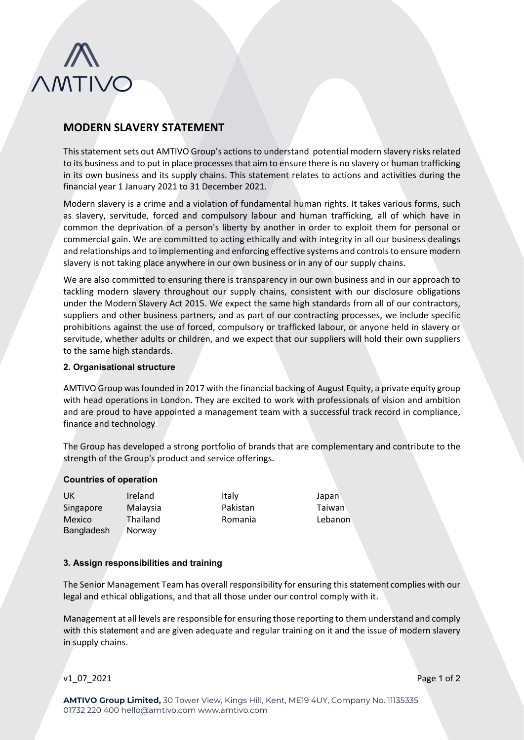# MODERN SLAVERY STATEMENT

This statement sets out AMTIVO Group's actions to understand potential modern slavery risks related to its business and to put in place processes that aim to ensure there is no slavery or human trafficking in its own business and its supply chains. This statement relates to actions and activities during the financial year 1 January 2021 to 31 December 2021.

Modern slavery is a crime and a violation of fundamental human rights. It takes various forms, such as slavery, servitude, forced and compulsory labour and human trafficking, all of which have in common the deprivation of a person's liberty by another in order to exploit them for personal or commercial gain. We are committed to acting ethically and with integrity in all our business dealings and relationships and to implementing and enforcing effective systems and controls to ensure modern slavery is not taking place anywhere in our own business or in any of our supply chains.

We are also committed to ensuring there is transparency in our own business and in our approach to tackling modern slavery throughout our supply chains, consistent with our disclosure obligations under the Modern Slavery Act 2015. We expect the same high standards from all of our contractors, suppliers and other business partners, and as part of our contracting processes, we include specific prohibitions against the use of forced, compulsory or trafficked labour, or anyone held in slavery or servitude, whether adults or children, and we expect that our suppliers will hold their own suppliers to the same high standards.

## 2. Organisational structure

AMTIVO Group was founded in 2017 with the financial backing of August Equity, a private equity group with head operations in London. They are excited to work with professionals of vision and ambition and are proud to have appointed a management team with a successful track record in compliance, finance and technology.

The Group has developed a strong portfolio of brands that are complementary and contribute to the strength of the Group's product and service offerings.

### Countries of operation

| | | | |
|---|---|---|---|
| UK | Ireland | Italy | Japan |
| Singapore | Malaysia | Pakistan | Taiwan |
| Mexico | Thailand | Romania | Lebanon |
| Bangladesh | Norway | | |

## 3. Assign responsibilities and training

The Senior Management Team has overall responsibility for ensuring this statement complies with our legal and ethical obligations, and that all those under our control comply with it.

Management at all levels are responsible for ensuring those reporting to them understand and comply with this statement and are given adequate and regular training on it and the issue of modern slavery in supply chains.

v1_07_2021

**AMTIVO Group Limited,** 30 Tower View, Kings Hill, Kent, ME19 4UY, Company No. 11135335
01732 220 400 hello@amtivo.com www.amtivo.com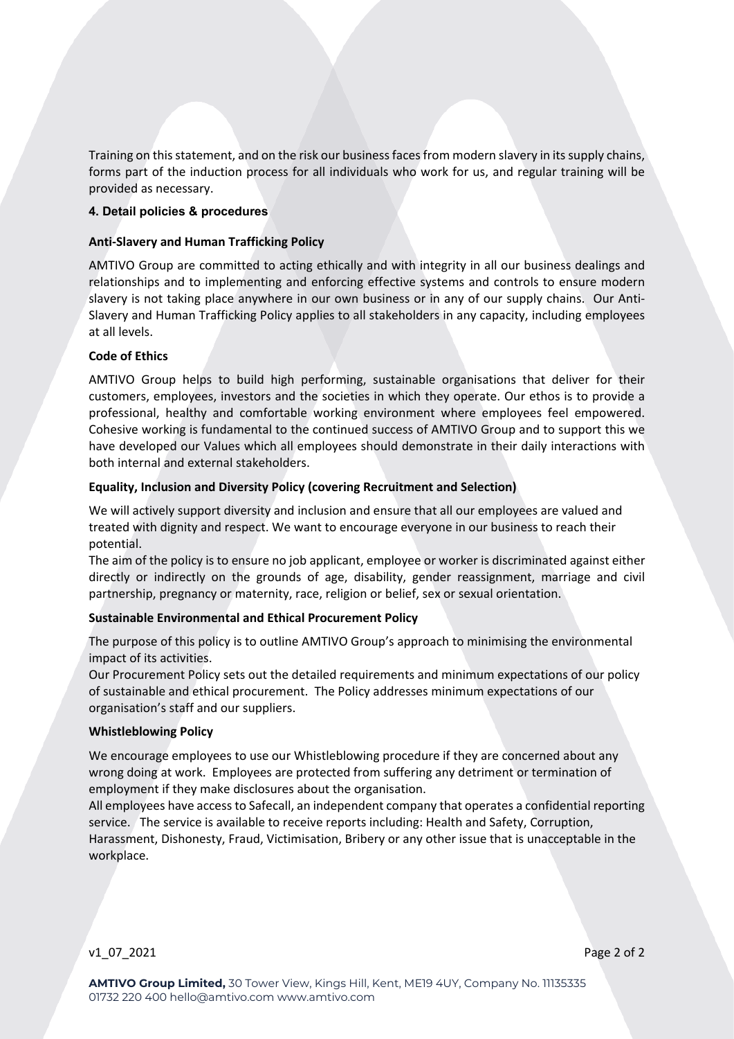Training on this statement, and on the risk our business faces from modern slavery in its supply chains, forms part of the induction process for all individuals who work for us, and regular training will be provided as necessary.

### 4. Detail policies & procedures

**Anti-Slavery and Human Trafficking Policy**

AMTIVO Group are committed to acting ethically and with integrity in all our business dealings and relationships and to implementing and enforcing effective systems and controls to ensure modern slavery is not taking place anywhere in our own business or in any of our supply chains. Our Anti-Slavery and Human Trafficking Policy applies to all stakeholders in any capacity, including employees at all levels.

**Code of Ethics**

AMTIVO Group helps to build high performing, sustainable organisations that deliver for their customers, employees, investors and the societies in which they operate. Our ethos is to provide a professional, healthy and comfortable working environment where employees feel empowered. Cohesive working is fundamental to the continued success of AMTIVO Group and to support this we have developed our Values which all employees should demonstrate in their daily interactions with both internal and external stakeholders.

**Equality, Inclusion and Diversity Policy (covering Recruitment and Selection)**

We will actively support diversity and inclusion and ensure that all our employees are valued and treated with dignity and respect. We want to encourage everyone in our business to reach their potential.

The aim of the policy is to ensure no job applicant, employee or worker is discriminated against either directly or indirectly on the grounds of age, disability, gender reassignment, marriage and civil partnership, pregnancy or maternity, race, religion or belief, sex or sexual orientation.

**Sustainable Environmental and Ethical Procurement Policy**

The purpose of this policy is to outline AMTIVO Group's approach to minimising the environmental impact of its activities.

Our Procurement Policy sets out the detailed requirements and minimum expectations of our policy of sustainable and ethical procurement. The Policy addresses minimum expectations of our organisation's staff and our suppliers.

**Whistleblowing Policy**

We encourage employees to use our Whistleblowing procedure if they are concerned about any wrong doing at work. Employees are protected from suffering any detriment or termination of employment if they make disclosures about the organisation.

All employees have access to Safecall, an independent company that operates a confidential reporting service. The service is available to receive reports including: Health and Safety, Corruption, Harassment, Dishonesty, Fraud, Victimisation, Bribery or any other issue that is unacceptable in the workplace.

v1_07_2021

**AMTIVO Group Limited,** 30 Tower View, Kings Hill, Kent, ME19 4UY, Company No. 11135335
01732 220 400 hello@amtivo.com www.amtivo.com